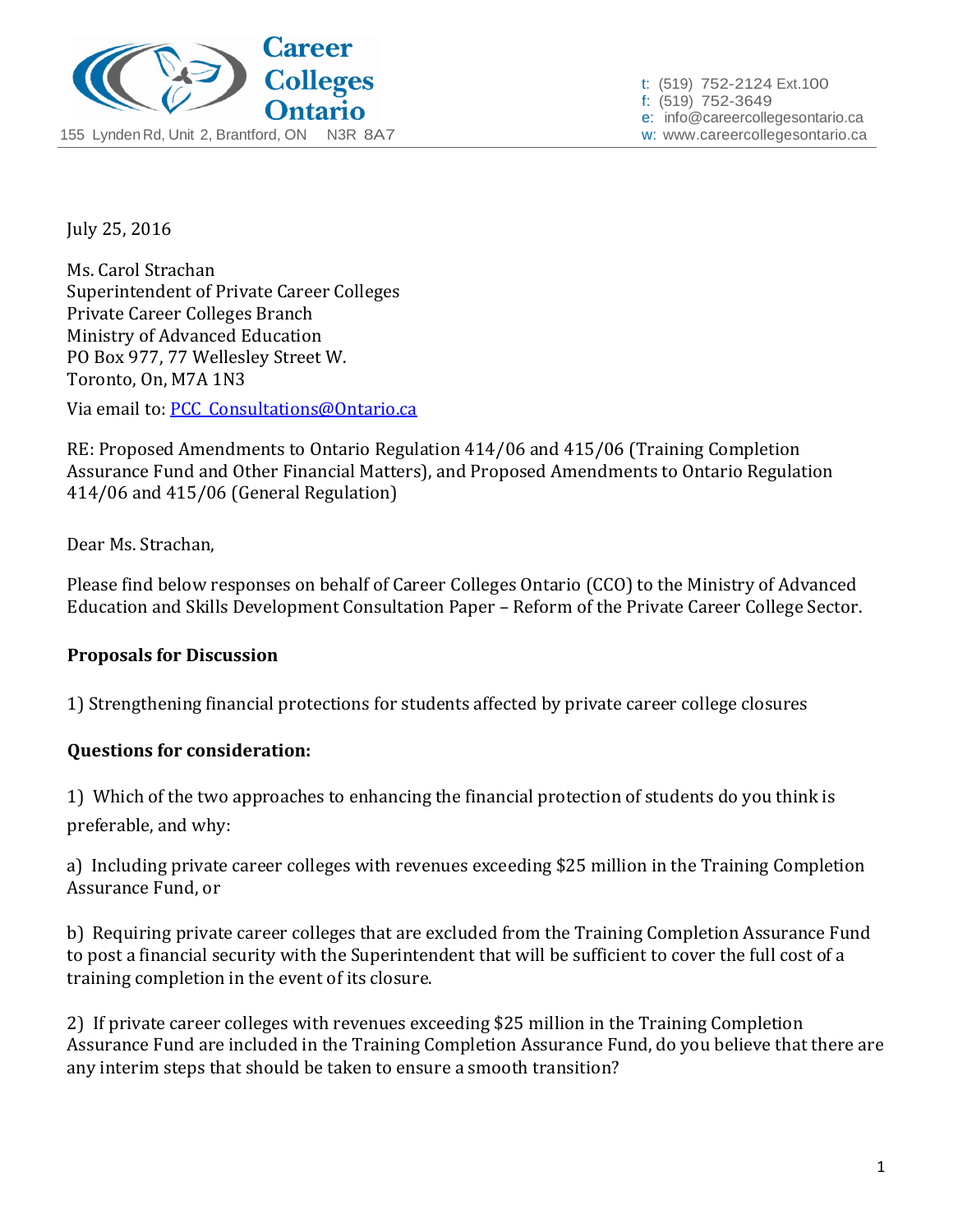Career Colleges Ontario

155 Lynden Rd, Unit 2, Brantford, ON N3R 8A7

t: (519) 752-2124 Ext.100
f: (519) 752-3649
e: info@careercollegesontario.ca
w: www.careercollegesontario.ca

July 25, 2016

Ms. Carol Strachan
Superintendent of Private Career Colleges
Private Career Colleges Branch
Ministry of Advanced Education
PO Box 977, 77 Wellesley Street W.
Toronto, On, M7A 1N3

Via email to: PCC_Consultations@Ontario.ca

RE: Proposed Amendments to Ontario Regulation 414/06 and 415/06 (Training Completion Assurance Fund and Other Financial Matters), and Proposed Amendments to Ontario Regulation 414/06 and 415/06 (General Regulation)

Dear Ms. Strachan,

Please find below responses on behalf of Career Colleges Ontario (CCO) to the Ministry of Advanced Education and Skills Development Consultation Paper – Reform of the Private Career College Sector.

**Proposals for Discussion**

1) Strengthening financial protections for students affected by private career college closures

**Questions for consideration:**

1) Which of the two approaches to enhancing the financial protection of students do you think is preferable, and why:

a) Including private career colleges with revenues exceeding $25 million in the Training Completion Assurance Fund, or

b) Requiring private career colleges that are excluded from the Training Completion Assurance Fund to post a financial security with the Superintendent that will be sufficient to cover the full cost of a training completion in the event of its closure.

2) If private career colleges with revenues exceeding $25 million in the Training Completion Assurance Fund are included in the Training Completion Assurance Fund, do you believe that there are any interim steps that should be taken to ensure a smooth transition?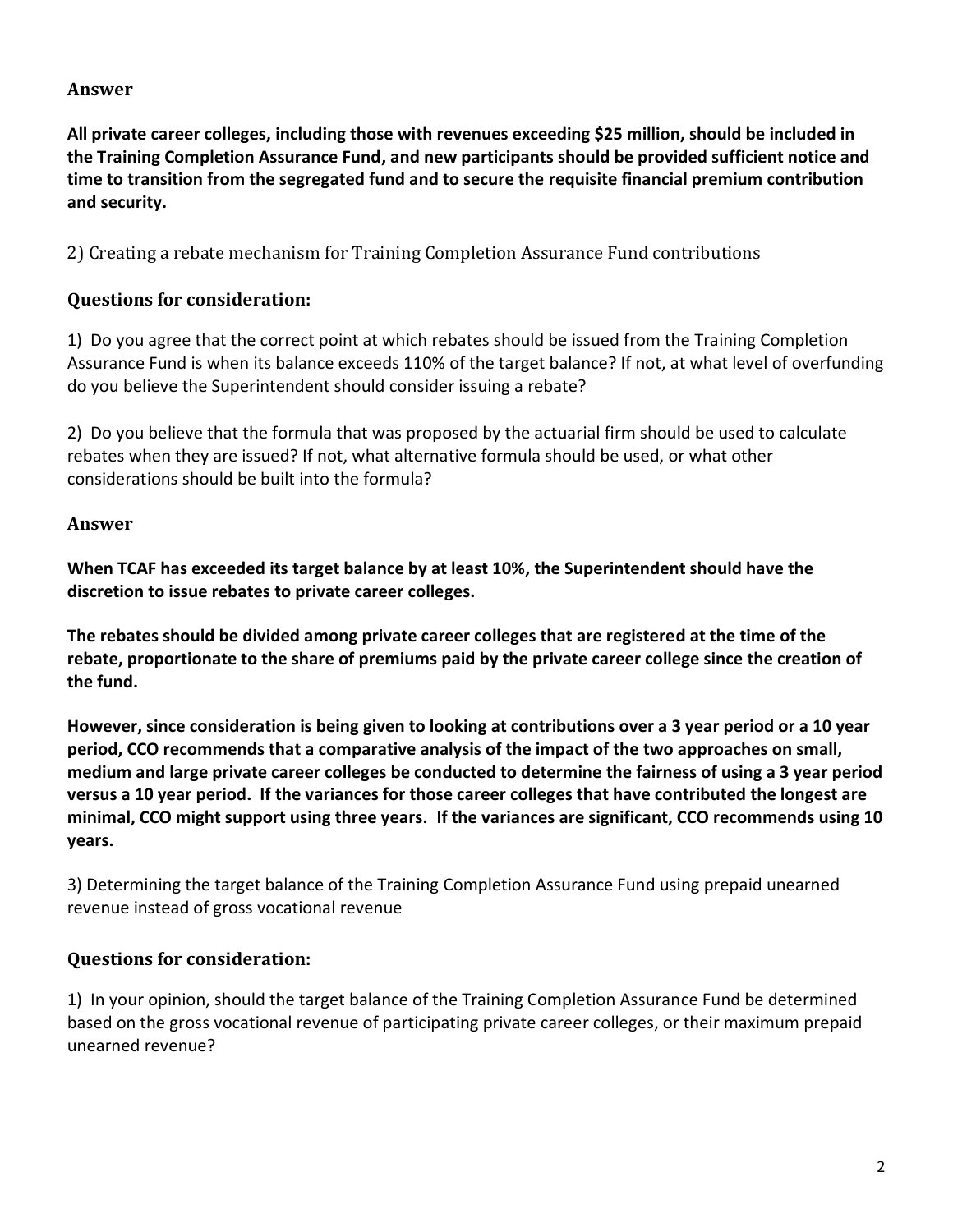### Answer

**All private career colleges, including those with revenues exceeding $25 million, should be included in the Training Completion Assurance Fund, and new participants should be provided sufficient notice and time to transition from the segregated fund and to secure the requisite financial premium contribution and security.**

2) Creating a rebate mechanism for Training Completion Assurance Fund contributions

### Questions for consideration:

1) Do you agree that the correct point at which rebates should be issued from the Training Completion Assurance Fund is when its balance exceeds 110% of the target balance? If not, at what level of overfunding do you believe the Superintendent should consider issuing a rebate?

2) Do you believe that the formula that was proposed by the actuarial firm should be used to calculate rebates when they are issued? If not, what alternative formula should be used, or what other considerations should be built into the formula?

### Answer

**When TCAF has exceeded its target balance by at least 10%, the Superintendent should have the discretion to issue rebates to private career colleges.**

**The rebates should be divided among private career colleges that are registered at the time of the rebate, proportionate to the share of premiums paid by the private career college since the creation of the fund.**

**However, since consideration is being given to looking at contributions over a 3 year period or a 10 year period, CCO recommends that a comparative analysis of the impact of the two approaches on small, medium and large private career colleges be conducted to determine the fairness of using a 3 year period versus a 10 year period. If the variances for those career colleges that have contributed the longest are minimal, CCO might support using three years. If the variances are significant, CCO recommends using 10 years.**

3) Determining the target balance of the Training Completion Assurance Fund using prepaid unearned revenue instead of gross vocational revenue

### Questions for consideration:

1) In your opinion, should the target balance of the Training Completion Assurance Fund be determined based on the gross vocational revenue of participating private career colleges, or their maximum prepaid unearned revenue?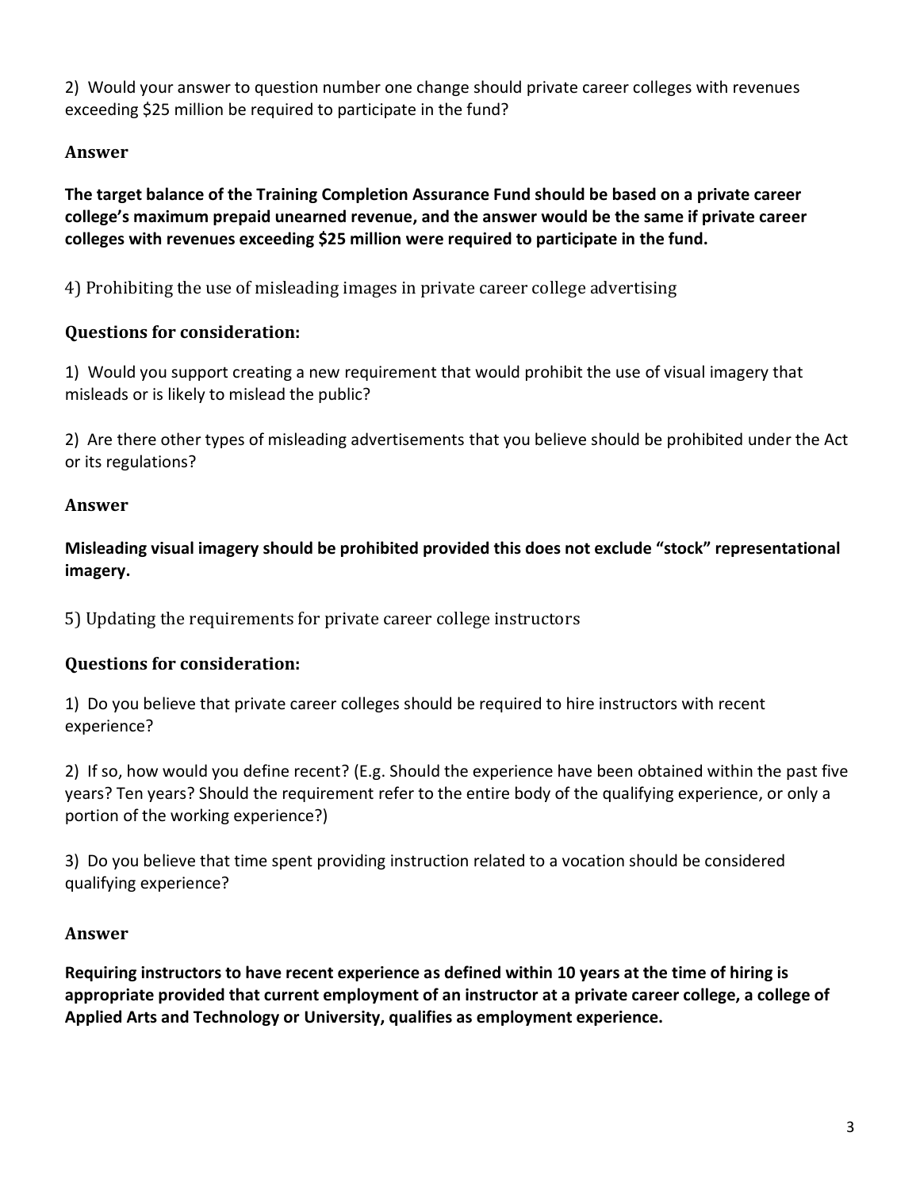2) Would your answer to question number one change should private career colleges with revenues exceeding $25 million be required to participate in the fund?

### Answer

**The target balance of the Training Completion Assurance Fund should be based on a private career college's maximum prepaid unearned revenue, and the answer would be the same if private career colleges with revenues exceeding $25 million were required to participate in the fund.**

## 4) Prohibiting the use of misleading images in private career college advertising

### Questions for consideration:

1) Would you support creating a new requirement that would prohibit the use of visual imagery that misleads or is likely to mislead the public?

2) Are there other types of misleading advertisements that you believe should be prohibited under the Act or its regulations?

### Answer

**Misleading visual imagery should be prohibited provided this does not exclude "stock" representational imagery.**

## 5) Updating the requirements for private career college instructors

### Questions for consideration:

1) Do you believe that private career colleges should be required to hire instructors with recent experience?

2) If so, how would you define recent? (E.g. Should the experience have been obtained within the past five years? Ten years? Should the requirement refer to the entire body of the qualifying experience, or only a portion of the working experience?)

3) Do you believe that time spent providing instruction related to a vocation should be considered qualifying experience?

### Answer

**Requiring instructors to have recent experience as defined within 10 years at the time of hiring is appropriate provided that current employment of an instructor at a private career college, a college of Applied Arts and Technology or University, qualifies as employment experience.**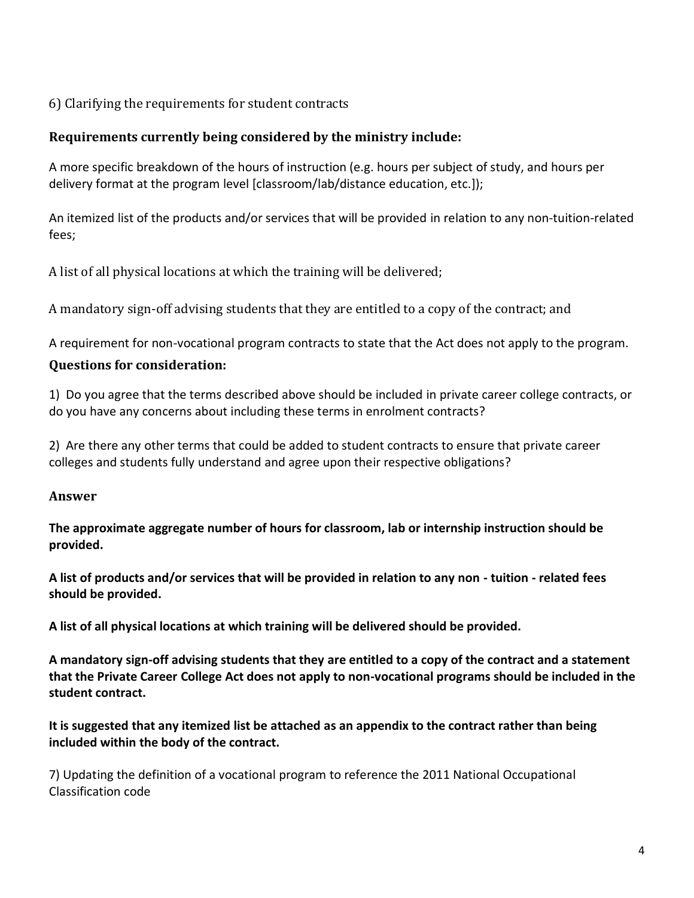6) Clarifying the requirements for student contracts

### Requirements currently being considered by the ministry include:

A more specific breakdown of the hours of instruction (e.g. hours per subject of study, and hours per delivery format at the program level [classroom/lab/distance education, etc.]);

An itemized list of the products and/or services that will be provided in relation to any non-tuition-related fees;

A list of all physical locations at which the training will be delivered;

A mandatory sign-off advising students that they are entitled to a copy of the contract; and

A requirement for non-vocational program contracts to state that the Act does not apply to the program.

### Questions for consideration:

1) Do you agree that the terms described above should be included in private career college contracts, or do you have any concerns about including these terms in enrolment contracts?

2) Are there any other terms that could be added to student contracts to ensure that private career colleges and students fully understand and agree upon their respective obligations?

### Answer

**The approximate aggregate number of hours for classroom, lab or internship instruction should be provided.**

**A list of products and/or services that will be provided in relation to any non - tuition - related fees should be provided.**

**A list of all physical locations at which training will be delivered should be provided.**

**A mandatory sign-off advising students that they are entitled to a copy of the contract and a statement that the Private Career College Act does not apply to non-vocational programs should be included in the student contract.**

**It is suggested that any itemized list be attached as an appendix to the contract rather than being included within the body of the contract.**

7) Updating the definition of a vocational program to reference the 2011 National Occupational Classification code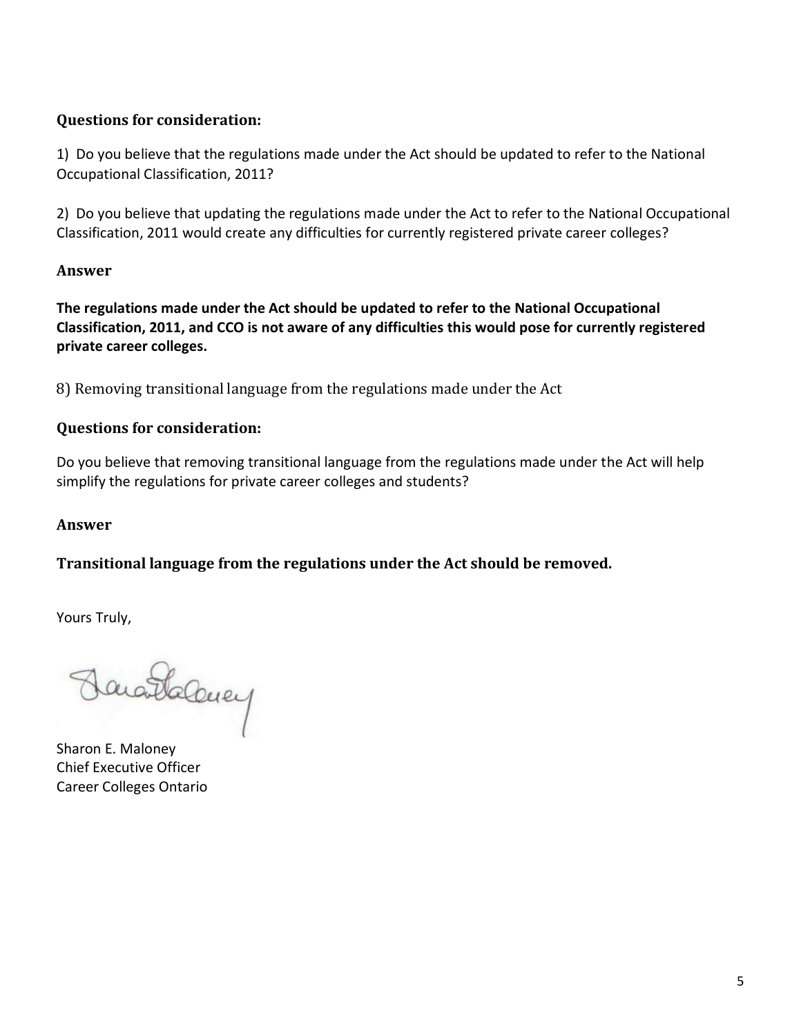### Questions for consideration:

1) Do you believe that the regulations made under the Act should be updated to refer to the National Occupational Classification, 2011?

2) Do you believe that updating the regulations made under the Act to refer to the National Occupational Classification, 2011 would create any difficulties for currently registered private career colleges?

### Answer

**The regulations made under the Act should be updated to refer to the National Occupational Classification, 2011, and CCO is not aware of any difficulties this would pose for currently registered private career colleges.**

8) Removing transitional language from the regulations made under the Act

### Questions for consideration:

Do you believe that removing transitional language from the regulations made under the Act will help simplify the regulations for private career colleges and students?

### Answer

**Transitional language from the regulations under the Act should be removed.**

Yours Truly,

Sharon E. Maloney
Chief Executive Officer
Career Colleges Ontario